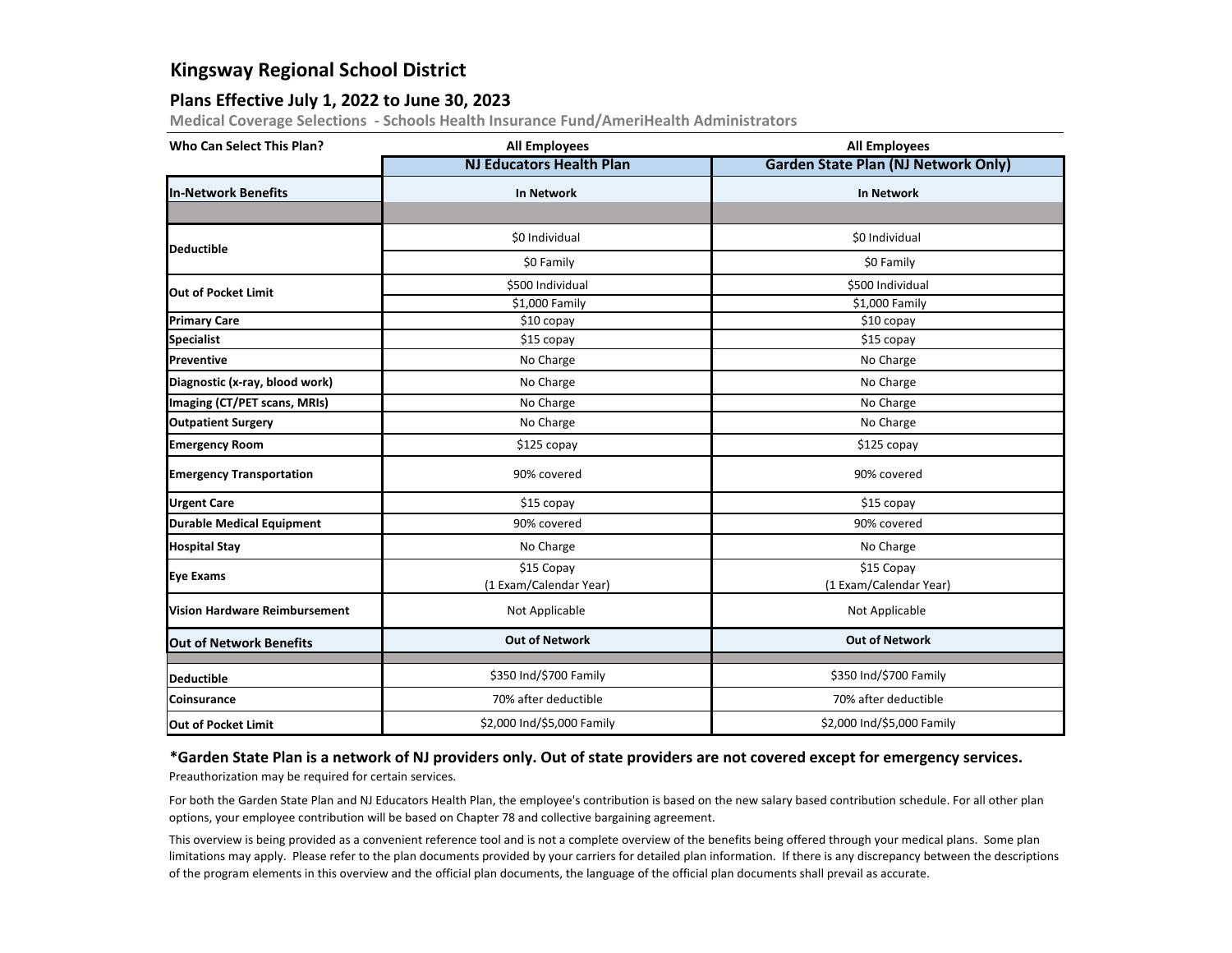# Kingsway Regional School District

## Plans Effective July 1, 2022 to June 30, 2023

**Medical Coverage Selections - Schools Health Insurance Fund/AmeriHealth Administrators**

| Who Can Select This Plan? | All Employees | All Employees |
|---|---|---|
| | **NJ Educators Health Plan** | **Garden State Plan (NJ Network Only)** |
| **In-Network Benefits** | **In Network** | **In Network** |
| **Deductible** | $0 Individual | $0 Individual |
| | $0 Family | $0 Family |
| **Out of Pocket Limit** | $500 Individual | $500 Individual |
| | $1,000 Family | $1,000 Family |
| **Primary Care** | $10 copay | $10 copay |
| **Specialist** | $15 copay | $15 copay |
| **Preventive** | No Charge | No Charge |
| **Diagnostic (x-ray, blood work)** | No Charge | No Charge |
| **Imaging (CT/PET scans, MRIs)** | No Charge | No Charge |
| **Outpatient Surgery** | No Charge | No Charge |
| **Emergency Room** | $125 copay | $125 copay |
| **Emergency Transportation** | 90% covered | 90% covered |
| **Urgent Care** | $15 copay | $15 copay |
| **Durable Medical Equipment** | 90% covered | 90% covered |
| **Hospital Stay** | No Charge | No Charge |
| **Eye Exams** | $15 Copay (1 Exam/Calendar Year) | $15 Copay (1 Exam/Calendar Year) |
| **Vision Hardware Reimbursement** | Not Applicable | Not Applicable |
| **Out of Network Benefits** | **Out of Network** | **Out of Network** |
| **Deductible** | $350 Ind/$700 Family | $350 Ind/$700 Family |
| **Coinsurance** | 70% after deductible | 70% after deductible |
| **Out of Pocket Limit** | $2,000 Ind/$5,000 Family | $2,000 Ind/$5,000 Family |

**\*Garden State Plan is a network of NJ providers only. Out of state providers are not covered except for emergency services.**

Preauthorization may be required for certain services.

For both the Garden State Plan and NJ Educators Health Plan, the employee's contribution is based on the new salary based contribution schedule. For all other plan options, your employee contribution will be based on Chapter 78 and collective bargaining agreement.

This overview is being provided as a convenient reference tool and is not a complete overview of the benefits being offered through your medical plans. Some plan limitations may apply. Please refer to the plan documents provided by your carriers for detailed plan information. If there is any discrepancy between the descriptions of the program elements in this overview and the official plan documents, the language of the official plan documents shall prevail as accurate.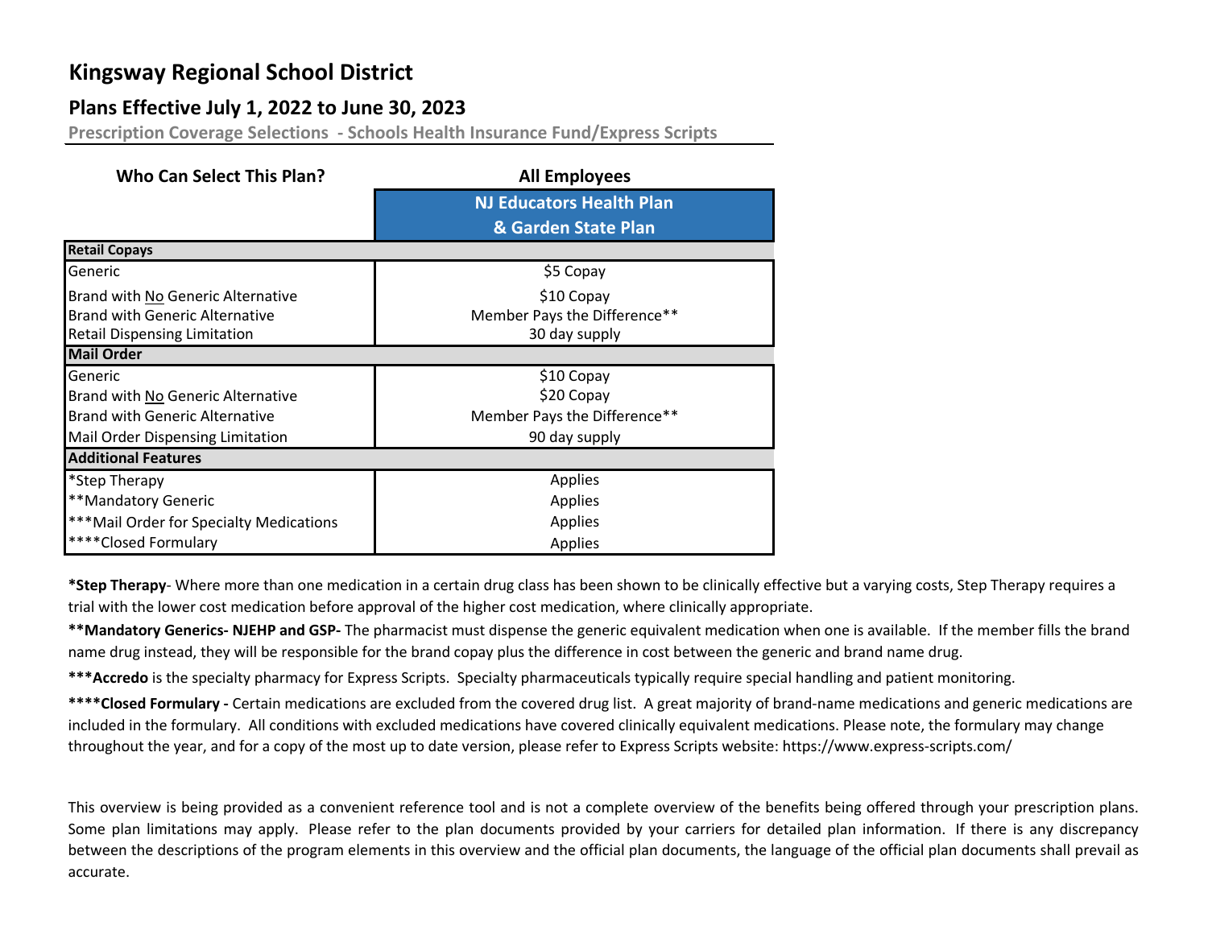# Kingsway Regional School District

## Plans Effective July 1, 2022 to June 30, 2023

### Prescription Coverage Selections - Schools Health Insurance Fund/Express Scripts

| Who Can Select This Plan? | All Employees |
|---|---|
| | **NJ Educators Health Plan & Garden State Plan** |
| **Retail Copays** | |
| Generic | $5 Copay |
| Brand with No Generic Alternative | $10 Copay |
| Brand with Generic Alternative | Member Pays the Difference** |
| Retail Dispensing Limitation | 30 day supply |
| **Mail Order** | |
| Generic | $10 Copay |
| Brand with No Generic Alternative | $20 Copay |
| Brand with Generic Alternative | Member Pays the Difference** |
| Mail Order Dispensing Limitation | 90 day supply |
| **Additional Features** | |
| *Step Therapy | Applies |
| **Mandatory Generic | Applies |
| ***Mail Order for Specialty Medications | Applies |
| ****Closed Formulary | Applies |

***Step Therapy**- Where more than one medication in a certain drug class has been shown to be clinically effective but a varying costs, Step Therapy requires a trial with the lower cost medication before approval of the higher cost medication, where clinically appropriate.

****Mandatory Generics- NJEHP and GSP-** The pharmacist must dispense the generic equivalent medication when one is available. If the member fills the brand name drug instead, they will be responsible for the brand copay plus the difference in cost between the generic and brand name drug.

*****Accredo** is the specialty pharmacy for Express Scripts. Specialty pharmaceuticals typically require special handling and patient monitoring.

******Closed Formulary -** Certain medications are excluded from the covered drug list. A great majority of brand-name medications and generic medications are included in the formulary. All conditions with excluded medications have covered clinically equivalent medications. Please note, the formulary may change throughout the year, and for a copy of the most up to date version, please refer to Express Scripts website: https://www.express-scripts.com/

This overview is being provided as a convenient reference tool and is not a complete overview of the benefits being offered through your prescription plans. Some plan limitations may apply. Please refer to the plan documents provided by your carriers for detailed plan information. If there is any discrepancy between the descriptions of the program elements in this overview and the official plan documents, the language of the official plan documents shall prevail as accurate.